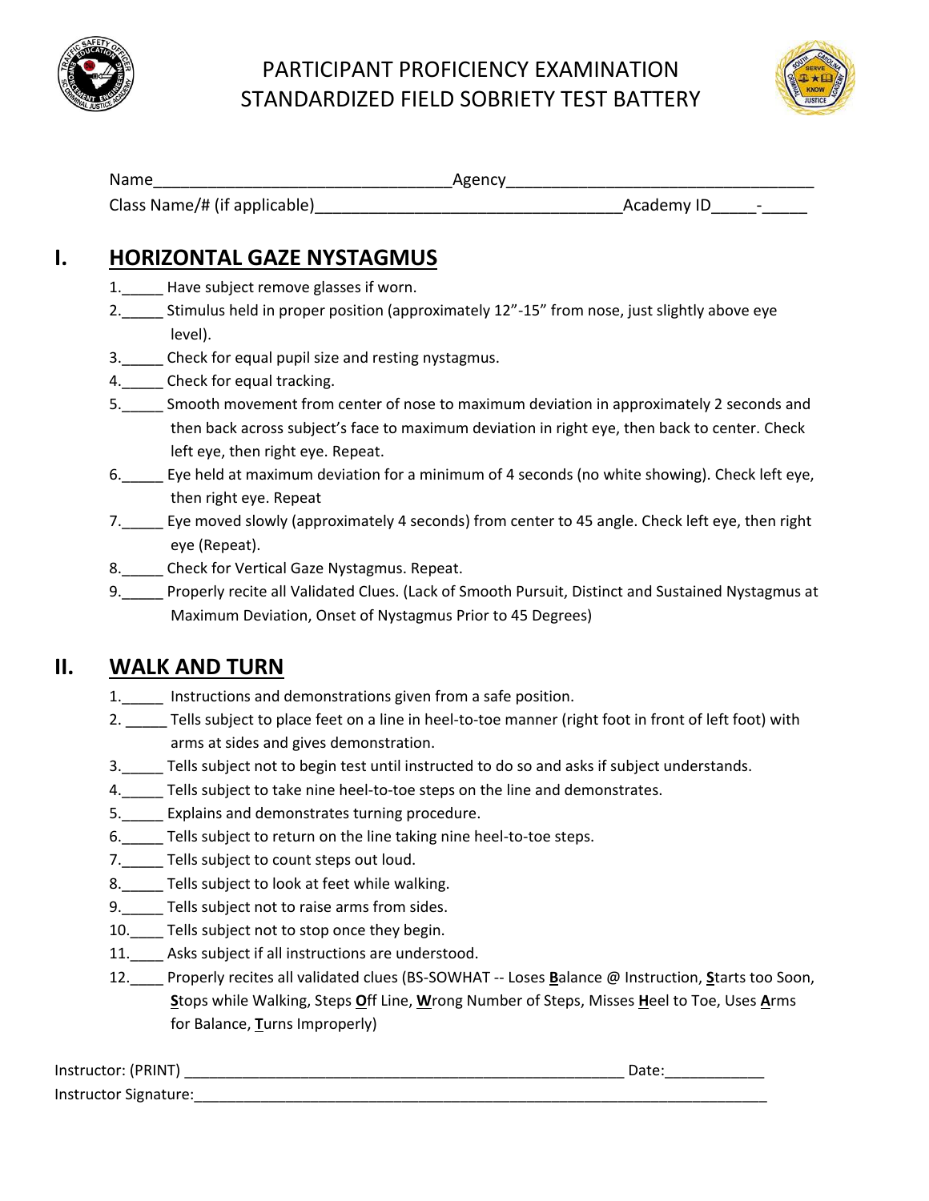# PARTICIPANT PROFICIENCY EXAMINATION
# STANDARDIZED FIELD SOBRIETY TEST BATTERY

Name________________________________Agency_________________________________

Class Name/# (if applicable)_________________________________Academy ID_____-_____

## I. HORIZONTAL GAZE NYSTAGMUS

1._____ Have subject remove glasses if worn.

2._____ Stimulus held in proper position (approximately 12"-15" from nose, just slightly above eye level).

3._____ Check for equal pupil size and resting nystagmus.

4._____ Check for equal tracking.

5._____ Smooth movement from center of nose to maximum deviation in approximately 2 seconds and then back across subject's face to maximum deviation in right eye, then back to center. Check left eye, then right eye. Repeat.

6._____ Eye held at maximum deviation for a minimum of 4 seconds (no white showing). Check left eye, then right eye. Repeat

7._____ Eye moved slowly (approximately 4 seconds) from center to 45 angle. Check left eye, then right eye (Repeat).

8._____ Check for Vertical Gaze Nystagmus. Repeat.

9._____ Properly recite all Validated Clues. (Lack of Smooth Pursuit, Distinct and Sustained Nystagmus at Maximum Deviation, Onset of Nystagmus Prior to 45 Degrees)

## II. WALK AND TURN

1._____ Instructions and demonstrations given from a safe position.

2. _____ Tells subject to place feet on a line in heel-to-toe manner (right foot in front of left foot) with arms at sides and gives demonstration.

3._____ Tells subject not to begin test until instructed to do so and asks if subject understands.

4._____ Tells subject to take nine heel-to-toe steps on the line and demonstrates.

5._____ Explains and demonstrates turning procedure.

6._____ Tells subject to return on the line taking nine heel-to-toe steps.

7._____ Tells subject to count steps out loud.

8._____ Tells subject to look at feet while walking.

9._____ Tells subject not to raise arms from sides.

10.____ Tells subject not to stop once they begin.

11.____ Asks subject if all instructions are understood.

12.____ Properly recites all validated clues (BS-SOWHAT -- Loses **B**alance @ Instruction, **S**tarts too Soon, **S**tops while Walking, Steps **O**ff Line, **W**rong Number of Steps, Misses **H**eel to Toe, Uses **A**rms for Balance, **T**urns Improperly)

Instructor: (PRINT) ______________________________________________________ Date:____________

Instructor Signature:__________________________________________________________________________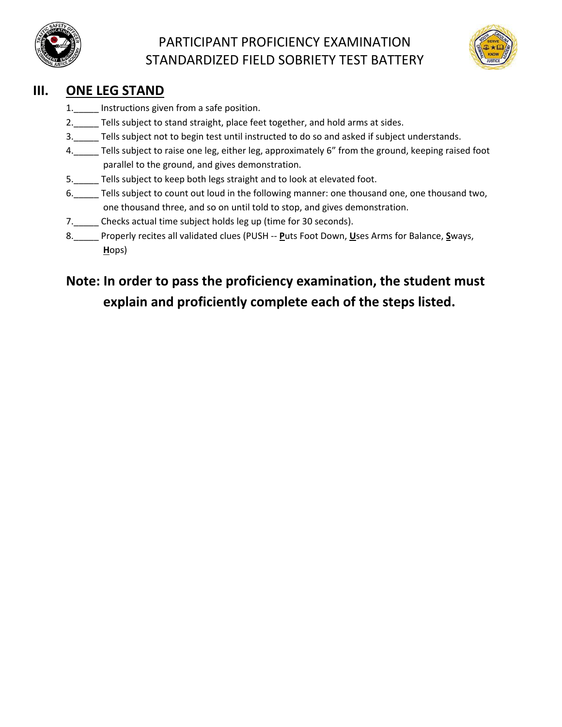# PARTICIPANT PROFICIENCY EXAMINATION
# STANDARDIZED FIELD SOBRIETY TEST BATTERY

## III. ONE LEG STAND

1.\_\_\_\_\_ Instructions given from a safe position.
2.\_\_\_\_\_ Tells subject to stand straight, place feet together, and hold arms at sides.
3.\_\_\_\_\_ Tells subject not to begin test until instructed to do so and asked if subject understands.
4.\_\_\_\_\_ Tells subject to raise one leg, either leg, approximately 6" from the ground, keeping raised foot parallel to the ground, and gives demonstration.
5.\_\_\_\_\_ Tells subject to keep both legs straight and to look at elevated foot.
6.\_\_\_\_\_ Tells subject to count out loud in the following manner: one thousand one, one thousand two, one thousand three, and so on until told to stop, and gives demonstration.
7.\_\_\_\_\_ Checks actual time subject holds leg up (time for 30 seconds).
8.\_\_\_\_\_ Properly recites all validated clues (PUSH -- **P**uts Foot Down, **U**ses Arms for Balance, **S**ways, **H**ops)

**Note: In order to pass the proficiency examination, the student must explain and proficiently complete each of the steps listed.**